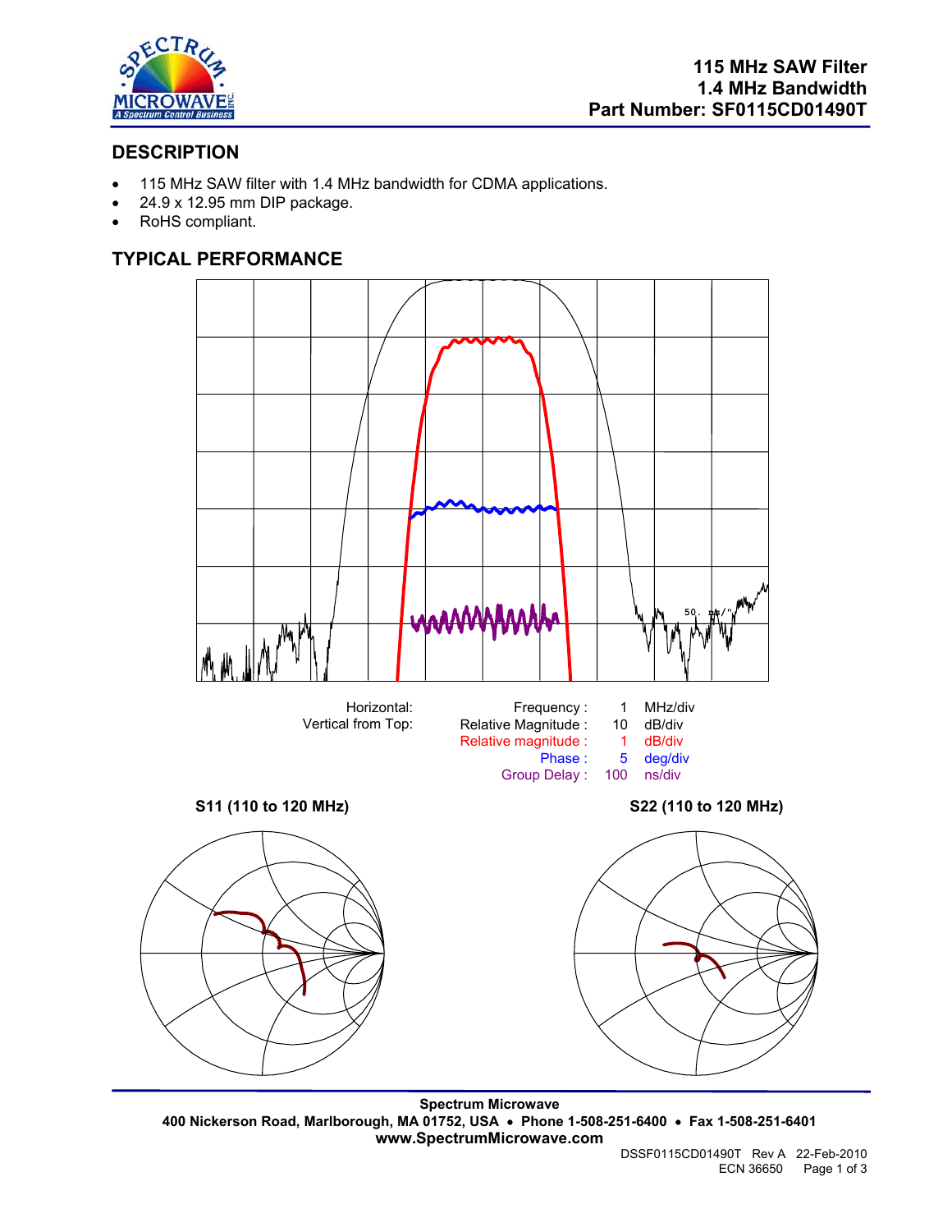# 115 MHz SAW Filter
## 1.4 MHz Bandwidth
## Part Number: SF0115CD01490T

## DESCRIPTION

- 115 MHz SAW filter with 1.4 MHz bandwidth for CDMA applications.
- 24.9 x 12.95 mm DIP package.
- RoHS compliant.

## TYPICAL PERFORMANCE

| | | | |
|---|---|---|---|
| Horizontal: | Frequency : | 1 | MHz/div |
| Vertical from Top: | Relative Magnitude : | 10 | dB/div |
| | Relative magnitude : | 1 | dB/div |
| | Phase : | 5 | deg/div |
| | Group Delay : | 100 | ns/div |

**S11 (110 to 120 MHz)**

**S22 (110 to 120 MHz)**

**Spectrum Microwave**
**400 Nickerson Road, Marlborough, MA 01752, USA • Phone 1-508-251-6400 • Fax 1-508-251-6401**
**www.SpectrumMicrowave.com**

DSSF0115CD01490T Rev A 22-Feb-2010
ECN 36650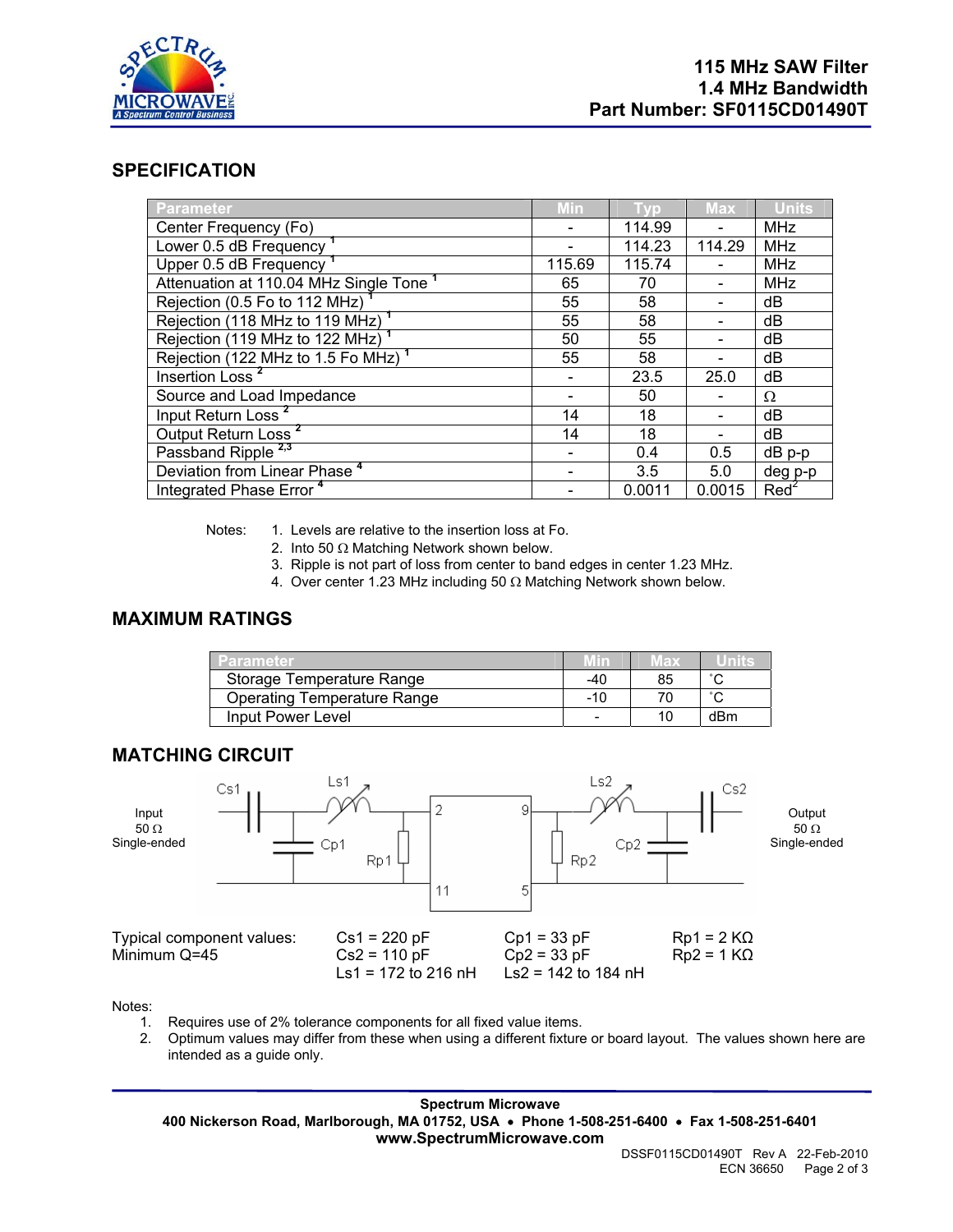## SPECIFICATION

| Parameter | Min | Typ | Max | Units |
|---|---|---|---|---|
| Center Frequency (Fo) | - | 114.99 | - | MHz |
| Lower 0.5 dB Frequency [1] | - | 114.23 | 114.29 | MHz |
| Upper 0.5 dB Frequency [1] | 115.69 | 115.74 | - | MHz |
| Attenuation at 110.04 MHz Single Tone [1] | 65 | 70 | - | MHz |
| Rejection (0.5 Fo to 112 MHz) [1] | 55 | 58 | - | dB |
| Rejection (118 MHz to 119 MHz) [1] | 55 | 58 | - | dB |
| Rejection (119 MHz to 122 MHz) [1] | 50 | 55 | - | dB |
| Rejection (122 MHz to 1.5 Fo MHz) [1] | 55 | 58 | - | dB |
| Insertion Loss [2] | - | 23.5 | 25.0 | dB |
| Source and Load Impedance | - | 50 | - | Ω |
| Input Return Loss [2] | 14 | 18 | - | dB |
| Output Return Loss [2] | 14 | 18 | - | dB |
| Passband Ripple [2,3] | - | 0.4 | 0.5 | dB p-p |
| Deviation from Linear Phase [4] | - | 3.5 | 5.0 | deg p-p |
| Integrated Phase Error [4] | - | 0.0011 | 0.0015 | $Red^2$ |

Notes:
1. Levels are relative to the insertion loss at Fo.
2. Into 50 Ω Matching Network shown below.
3. Ripple is not part of loss from center to band edges in center 1.23 MHz.
4. Over center 1.23 MHz including 50 Ω Matching Network shown below.

## MAXIMUM RATINGS

| Parameter | Min | Max | Units |
|---|---|---|---|
| Storage Temperature Range | -40 | 85 | ˚C |
| Operating Temperature Range | -10 | 70 | ˚C |
| Input Power Level | - | 10 | dBm |

## MATCHING CIRCUIT

Input 50 Ω Single-ended — Cs1, Ls1, Cp1, Rp1 — pins 2, 11 — pins 9, 5 — Rp2, Ls2, Cp2, Cs2 — Output 50 Ω Single-ended

| Typical component values: | Cs1 = 220 pF | Cp1 = 33 pF | Rp1 = 2 KΩ |
|---|---|---|---|
| Minimum Q=45 | Cs2 = 110 pF | Cp2 = 33 pF | Rp2 = 1 KΩ |
| | Ls1 = 172 to 216 nH | Ls2 = 142 to 184 nH | |

Notes:
1. Requires use of 2% tolerance components for all fixed value items.
2. Optimum values may differ from these when using a different fixture or board layout. The values shown here are intended as a guide only.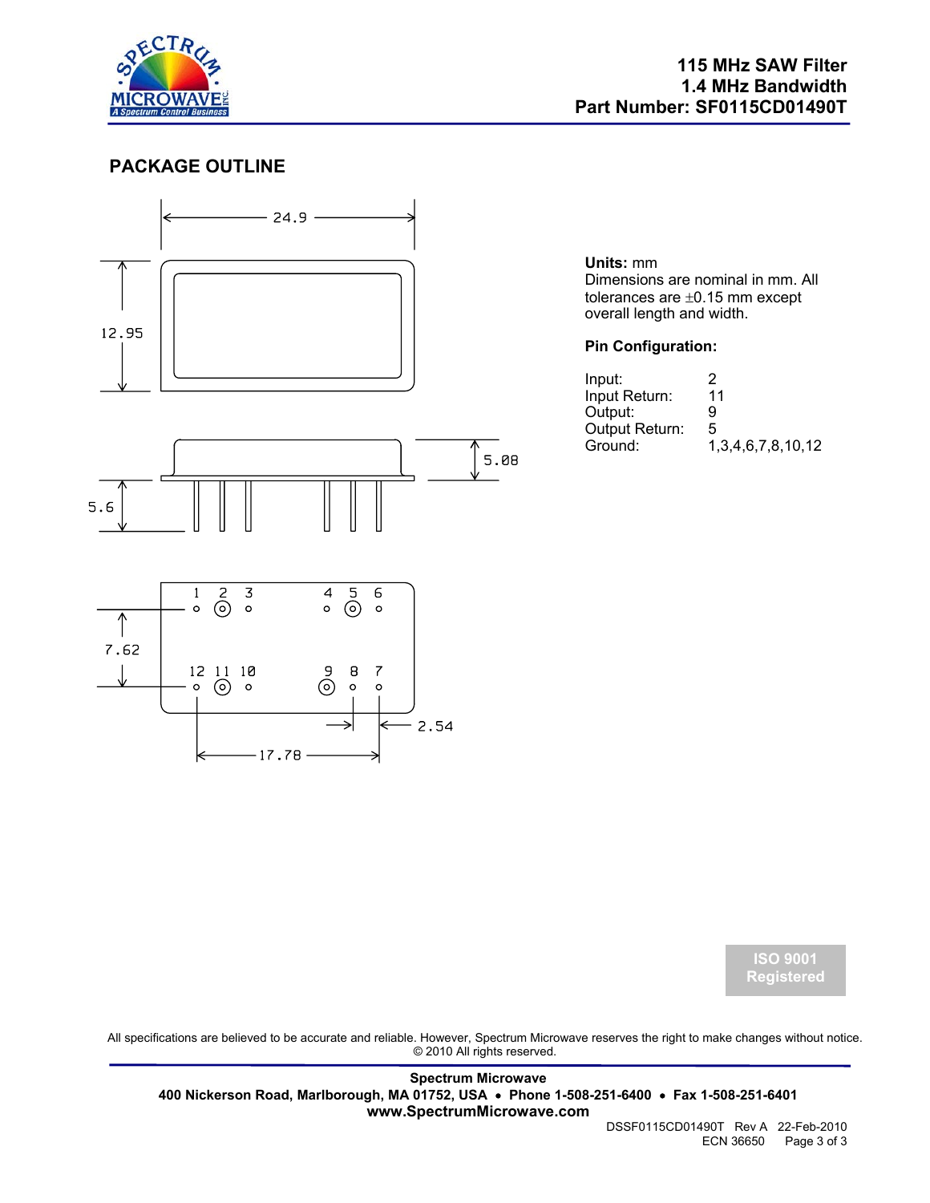**115 MHz SAW Filter**
**1.4 MHz Bandwidth**
**Part Number: SF0115CD01490T**

## PACKAGE OUTLINE

24.9

12.95

5.08

5.6

1 2 3 4 5 6

7.62

12 11 10 9 8 7

2.54

17.78

**Units:** mm
Dimensions are nominal in mm. All tolerances are ±0.15 mm except overall length and width.

**Pin Configuration:**

| | |
|---|---|
| Input: | 2 |
| Input Return: | 11 |
| Output: | 9 |
| Output Return: | 5 |
| Ground: | 1,3,4,6,7,8,10,12 |

ISO 9001 Registered

All specifications are believed to be accurate and reliable. However, Spectrum Microwave reserves the right to make changes without notice.
© 2010 All rights reserved.

**Spectrum Microwave**
**400 Nickerson Road, Marlborough, MA 01752, USA • Phone 1-508-251-6400 • Fax 1-508-251-6401**
**www.SpectrumMicrowave.com**

DSSF0115CD01490T Rev A 22-Feb-2010
ECN 36650